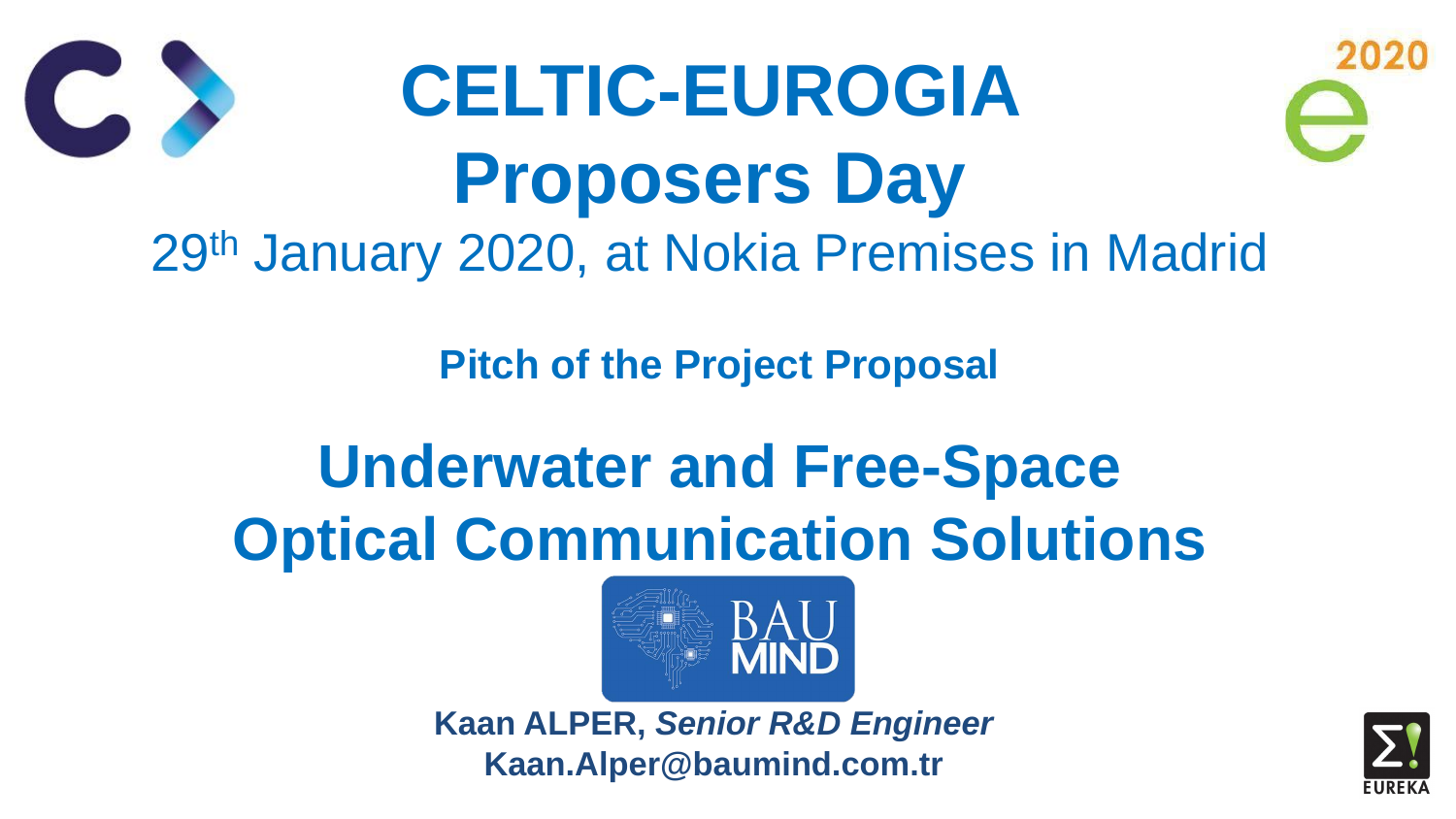# CELTIC-EUROGIA Proposers Day

29th January 2020, at Nokia Premises in Madrid

**Pitch of the Project Proposal**

## Underwater and Free-Space Optical Communication Solutions

BAU MIND

**Kaan ALPER, *Senior R&D Engineer***
**Kaan.Alper@baumind.com.tr**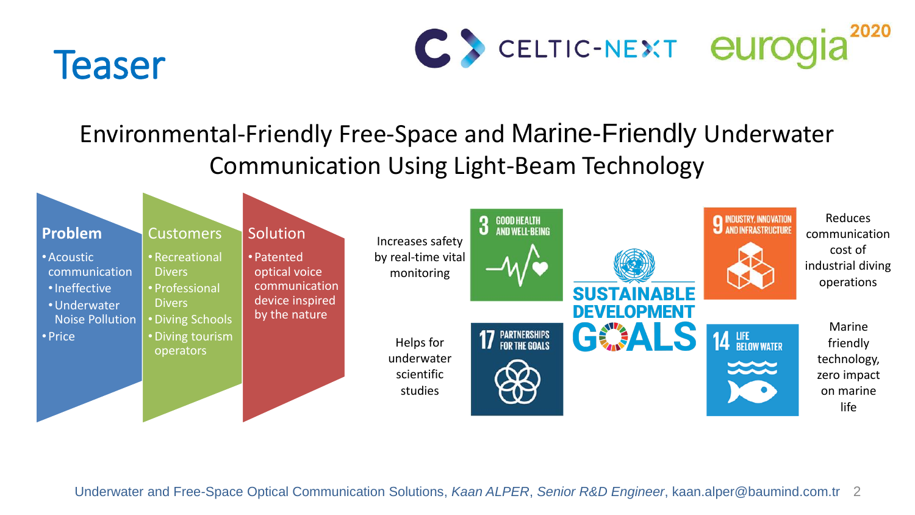# Teaser

## Environmental-Friendly Free-Space and Marine-Friendly Underwater Communication Using Light-Beam Technology

### Problem

- Acoustic communication
  - Ineffective
  - Underwater Noise Pollution
- Price

### Customers

- Recreational Divers
- Professional Divers
- Diving Schools
- Diving tourism operators

### Solution

- Patented optical voice communication device inspired by the nature

### SUSTAINABLE DEVELOPMENT GOALS

- **3 GOOD HEALTH AND WELL-BEING**: Increases safety by real-time vital monitoring
- **17 PARTNERSHIPS FOR THE GOALS**: Helps for underwater scientific studies
- **9 INDUSTRY, INNOVATION AND INFRASTRUCTURE**: Reduces communication cost of industrial diving operations
- **14 LIFE BELOW WATER**: Marine friendly technology, zero impact on marine life

Underwater and Free-Space Optical Communication Solutions, *Kaan ALPER*, *Senior R&D Engineer*, kaan.alper@baumind.com.tr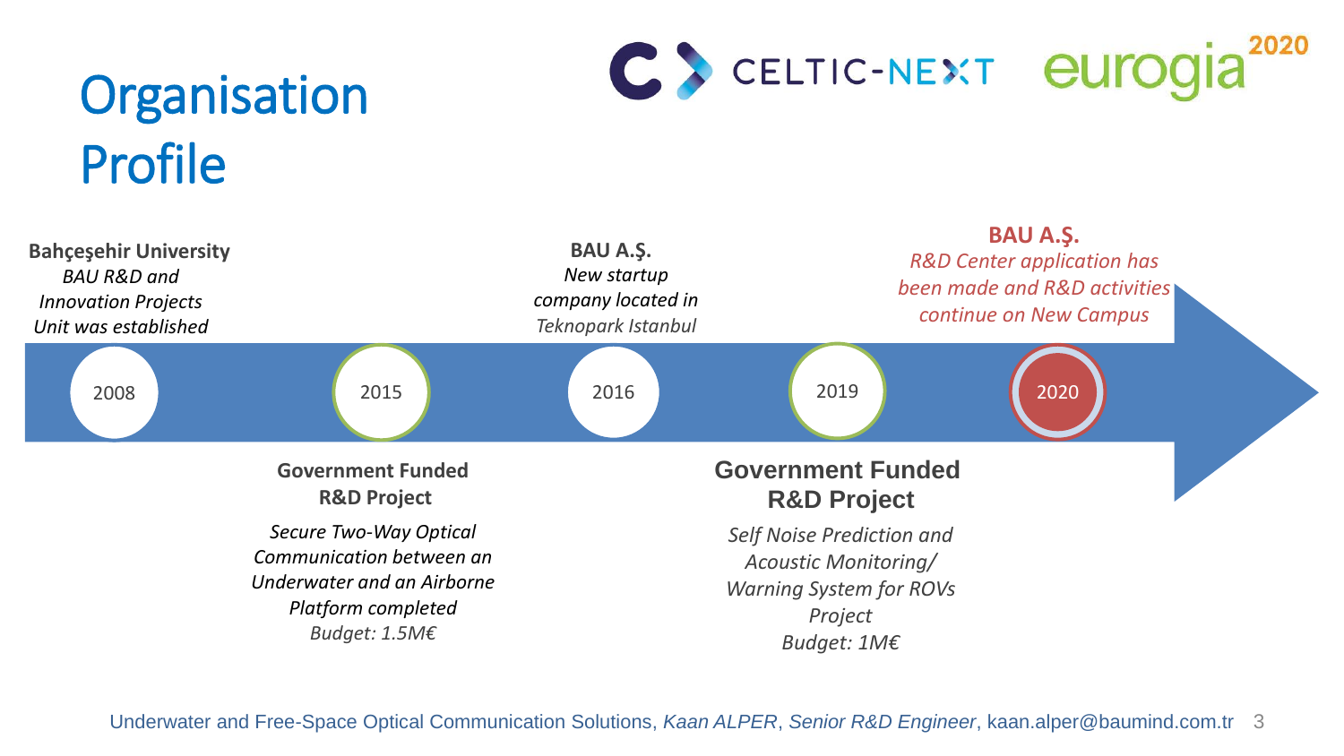# Organisation Profile

CELTIC-NEXT eurogia 2020

**2008**

**Bahçeşehir University**
*BAU R&D and Innovation Projects Unit was established*

**2015**

**Government Funded R&D Project**
*Secure Two-Way Optical Communication between an Underwater and an Airborne Platform completed*
*Budget: 1.5M€*

**2016**

**BAU A.Ş.**
*New startup company located in Teknopark Istanbul*

**2019**

**Government Funded R&D Project**
*Self Noise Prediction and Acoustic Monitoring/ Warning System for ROVs Project*
*Budget: 1M€*

**2020**

**BAU A.Ş.**
*R&D Center application has been made and R&D activities continue on New Campus*

Underwater and Free-Space Optical Communication Solutions, *Kaan ALPER*, *Senior R&D Engineer*, kaan.alper@baumind.com.tr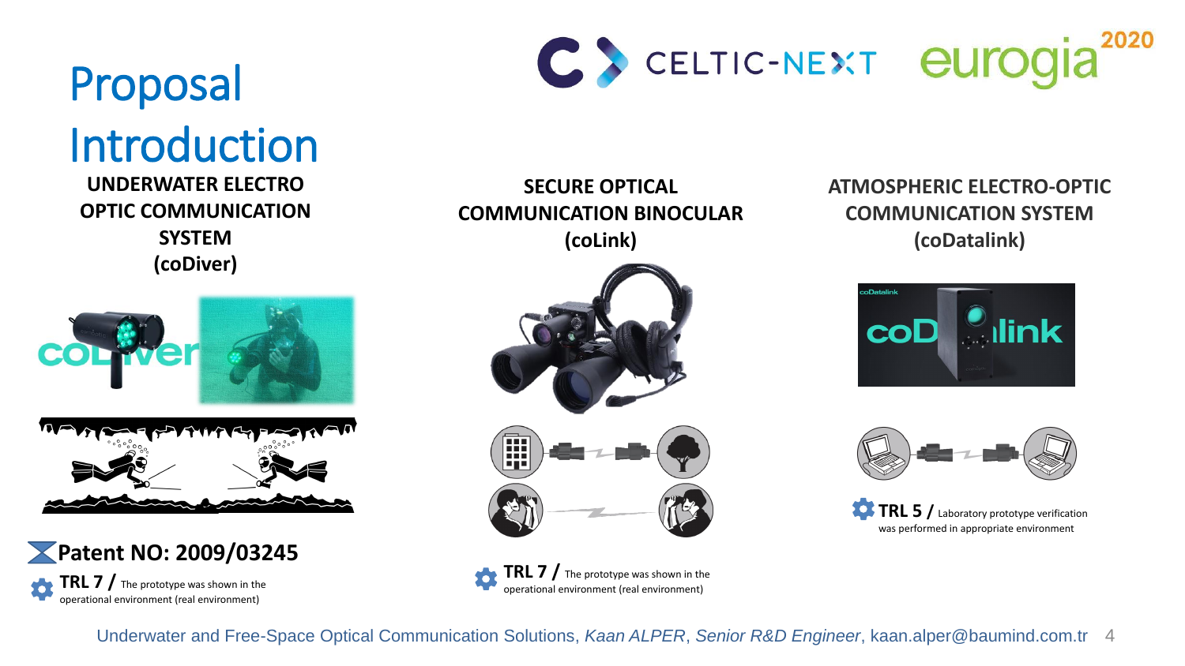# Proposal Introduction

### UNDERWATER ELECTRO OPTIC COMMUNICATION SYSTEM (coDiver)

**Patent NO: 2009/03245**

**TRL 7 /** The prototype was shown in the operational environment (real environment)

### SECURE OPTICAL COMMUNICATION BINOCULAR (coLink)

**TRL 7 /** The prototype was shown in the operational environment (real environment)

### ATMOSPHERIC ELECTRO-OPTIC COMMUNICATION SYSTEM (coDatalink)

**TRL 5 /** Laboratory prototype verification was performed in appropriate environment

Underwater and Free-Space Optical Communication Solutions, *Kaan ALPER*, *Senior R&D Engineer*, kaan.alper@baumind.com.tr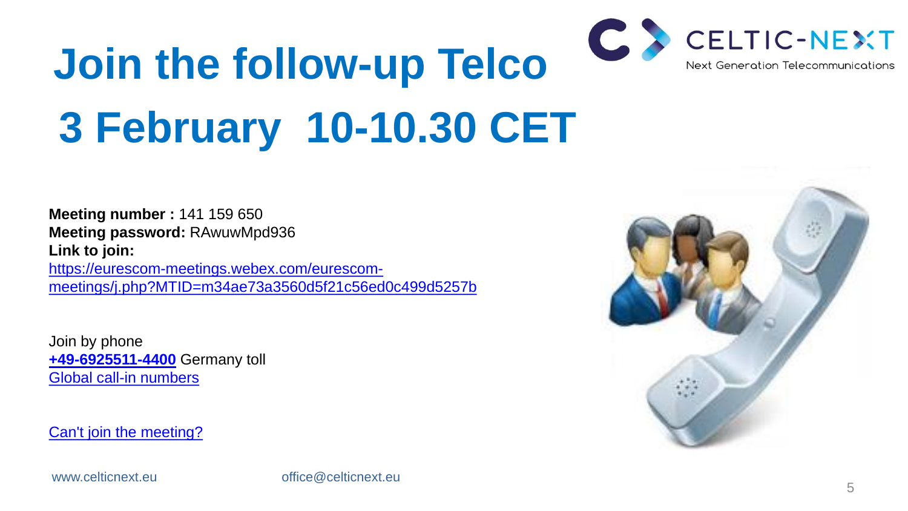# Join the follow-up Telco

# 3 February 10-10.30 CET

**Meeting number :** 141 159 650
**Meeting password:** RAwuwMpd936
**Link to join:**
https://eurescom-meetings.webex.com/eurescom-meetings/j.php?MTID=m34ae73a3560d5f21c56ed0c499d5257b

Join by phone
**+49-6925511-4400** Germany toll
Global call-in numbers

Can't join the meeting?

www.celticnext.eu office@celticnext.eu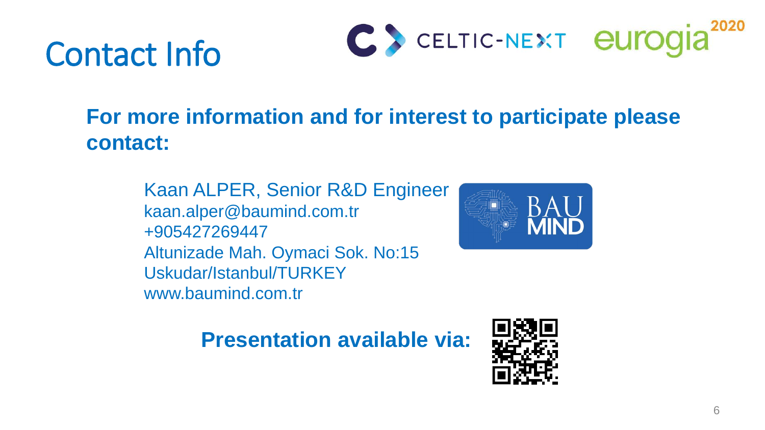# Contact Info

**For more information and for interest to participate please contact:**

Kaan ALPER, Senior R&D Engineer
kaan.alper@baumind.com.tr
+905427269447
Altunizade Mah. Oymaci Sok. No:15
Uskudar/Istanbul/TURKEY
www.baumind.com.tr

**Presentation available via:**